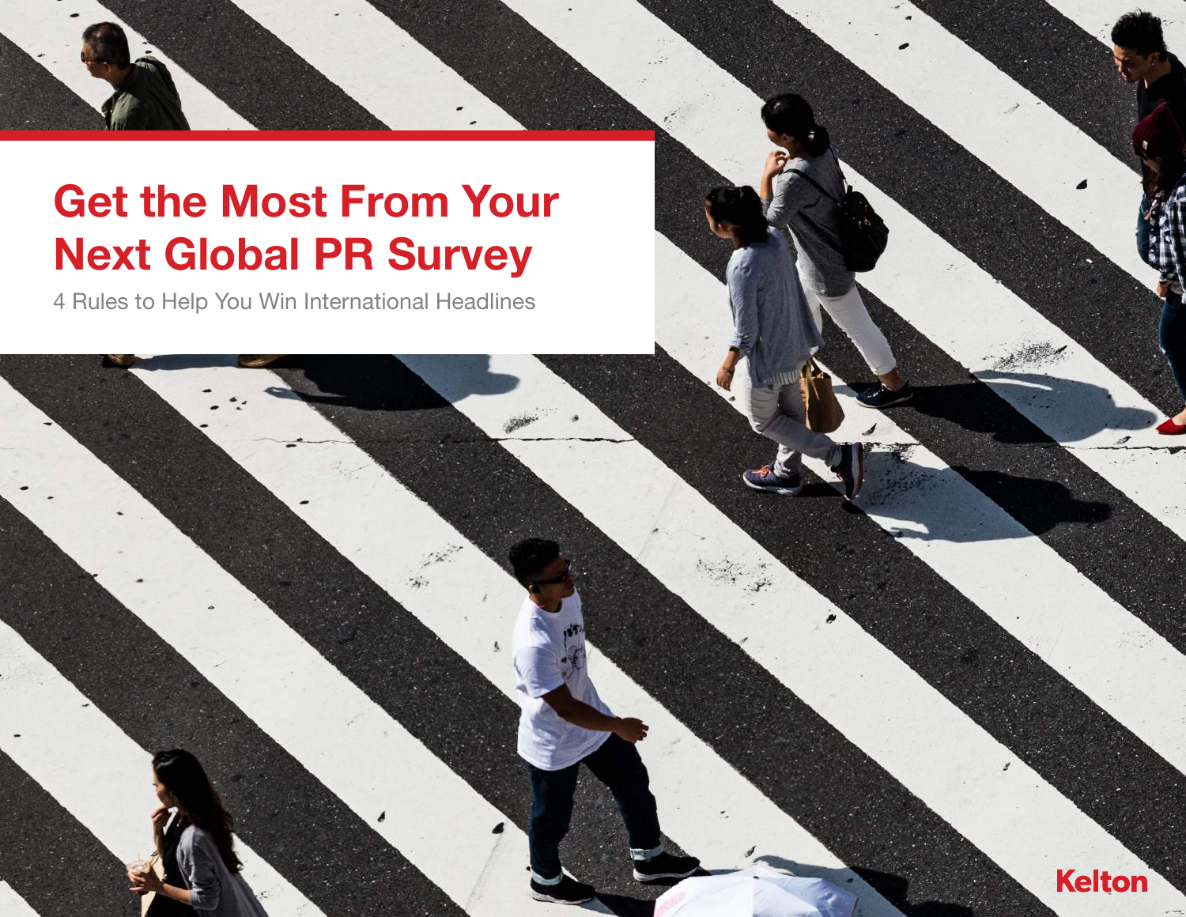# Get the Most From Your Next Global PR Survey

4 Rules to Help You Win International Headlines

Kelton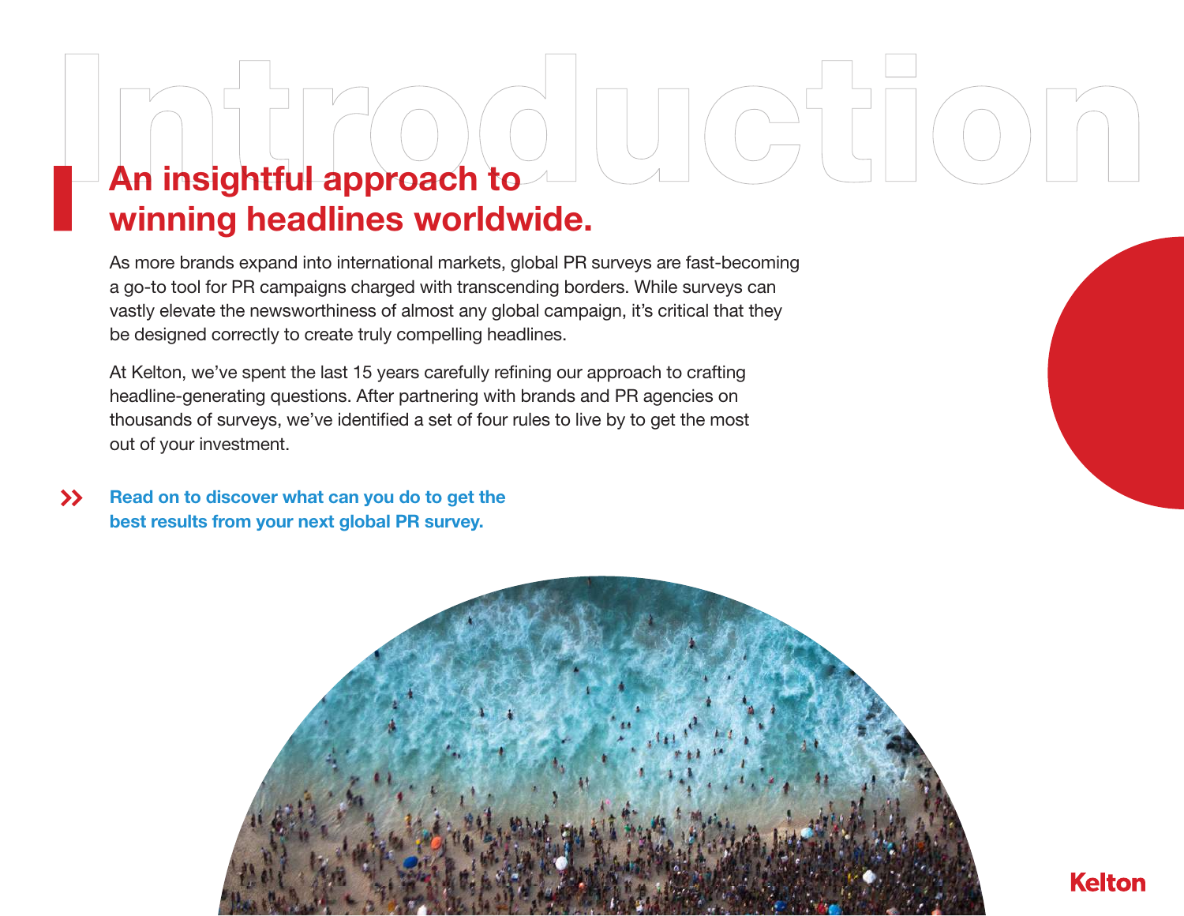# Introduction

## An insightful approach to winning headlines worldwide.

As more brands expand into international markets, global PR surveys are fast-becoming a go-to tool for PR campaigns charged with transcending borders. While surveys can vastly elevate the newsworthiness of almost any global campaign, it's critical that they be designed correctly to create truly compelling headlines.

At Kelton, we've spent the last 15 years carefully refining our approach to crafting headline-generating questions. After partnering with brands and PR agencies on thousands of surveys, we've identified a set of four rules to live by to get the most out of your investment.

» **Read on to discover what can you do to get the best results from your next global PR survey.**

Kelton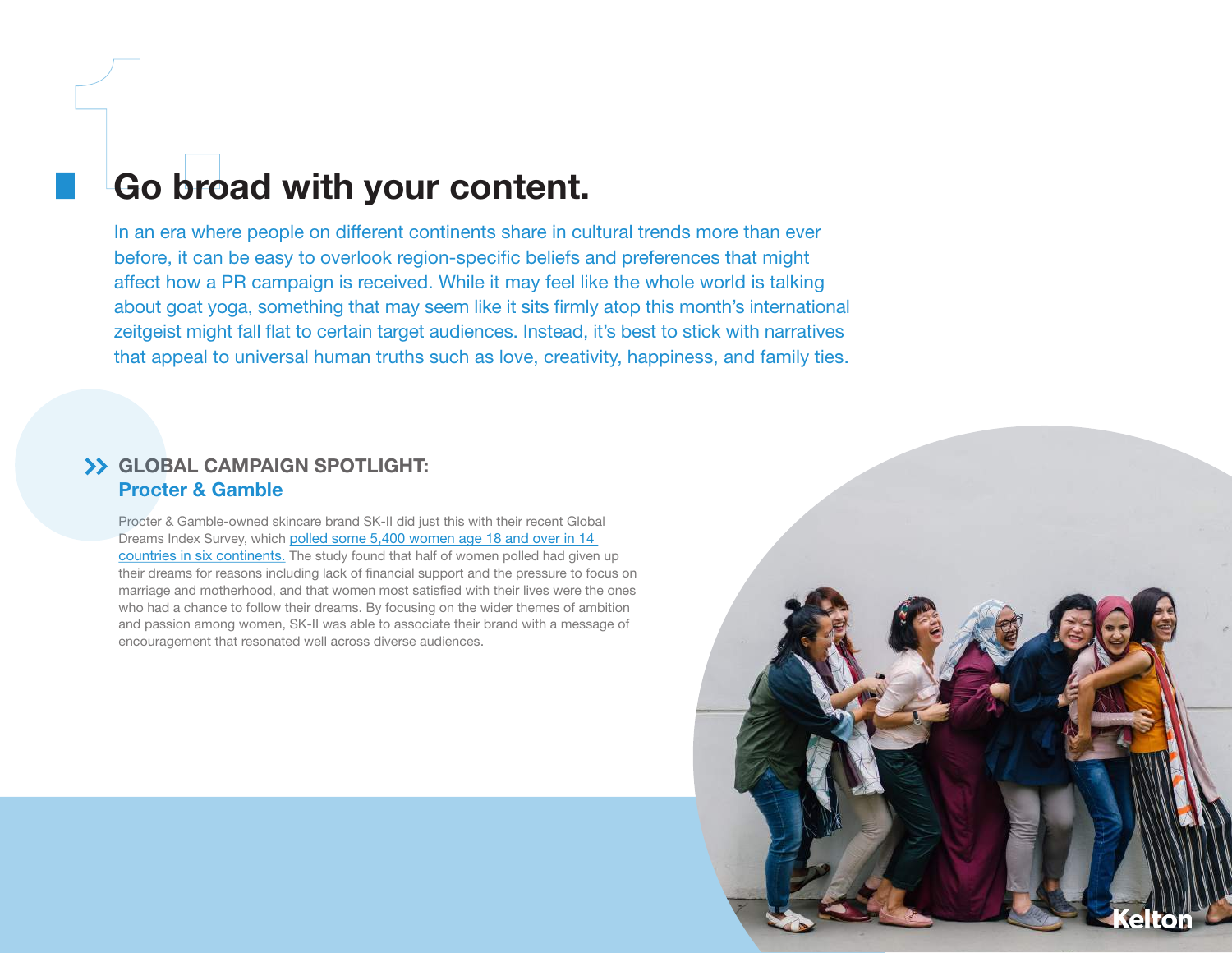# 1. Go broad with your content.

In an era where people on different continents share in cultural trends more than ever before, it can be easy to overlook region-specific beliefs and preferences that might affect how a PR campaign is received. While it may feel like the whole world is talking about goat yoga, something that may seem like it sits firmly atop this month's international zeitgeist might fall flat to certain target audiences. Instead, it's best to stick with narratives that appeal to universal human truths such as love, creativity, happiness, and family ties.

## GLOBAL CAMPAIGN SPOTLIGHT: Procter & Gamble

Procter & Gamble-owned skincare brand SK-II did just this with their recent Global Dreams Index Survey, which polled some 5,400 women age 18 and over in 14 countries in six continents. The study found that half of women polled had given up their dreams for reasons including lack of financial support and the pressure to focus on marriage and motherhood, and that women most satisfied with their lives were the ones who had a chance to follow their dreams. By focusing on the wider themes of ambition and passion among women, SK-II was able to associate their brand with a message of encouragement that resonated well across diverse audiences.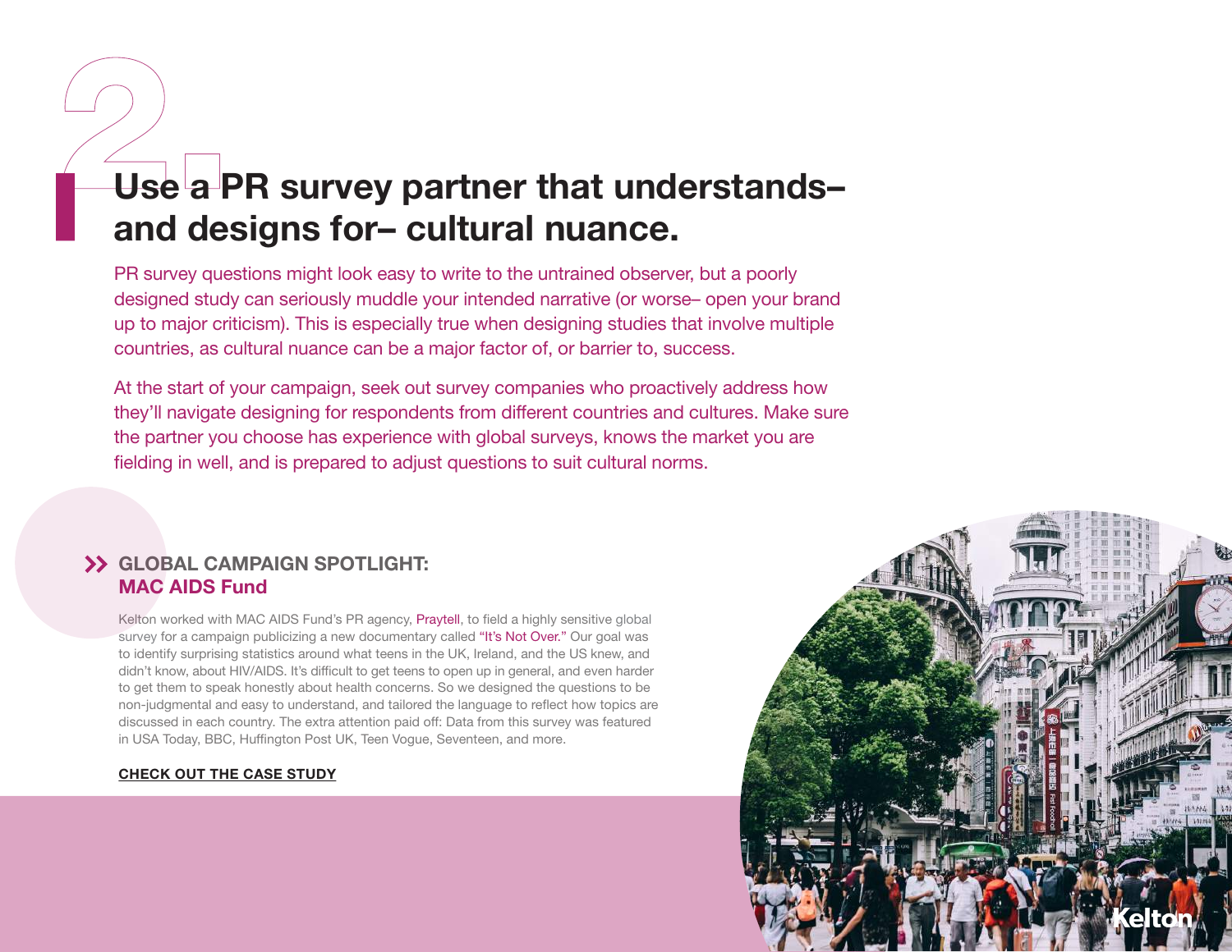## 2. Use a PR survey partner that understands– and designs for– cultural nuance.

PR survey questions might look easy to write to the untrained observer, but a poorly designed study can seriously muddle your intended narrative (or worse– open your brand up to major criticism). This is especially true when designing studies that involve multiple countries, as cultural nuance can be a major factor of, or barrier to, success.

At the start of your campaign, seek out survey companies who proactively address how they'll navigate designing for respondents from different countries and cultures. Make sure the partner you choose has experience with global surveys, knows the market you are fielding in well, and is prepared to adjust questions to suit cultural norms.

### GLOBAL CAMPAIGN SPOTLIGHT: MAC AIDS Fund

Kelton worked with MAC AIDS Fund's PR agency, Praytell, to field a highly sensitive global survey for a campaign publicizing a new documentary called "It's Not Over." Our goal was to identify surprising statistics around what teens in the UK, Ireland, and the US knew, and didn't know, about HIV/AIDS. It's difficult to get teens to open up in general, and even harder to get them to speak honestly about health concerns. So we designed the questions to be non-judgmental and easy to understand, and tailored the language to reflect how topics are discussed in each country. The extra attention paid off: Data from this survey was featured in USA Today, BBC, Huffington Post UK, Teen Vogue, Seventeen, and more.

**CHECK OUT THE CASE STUDY**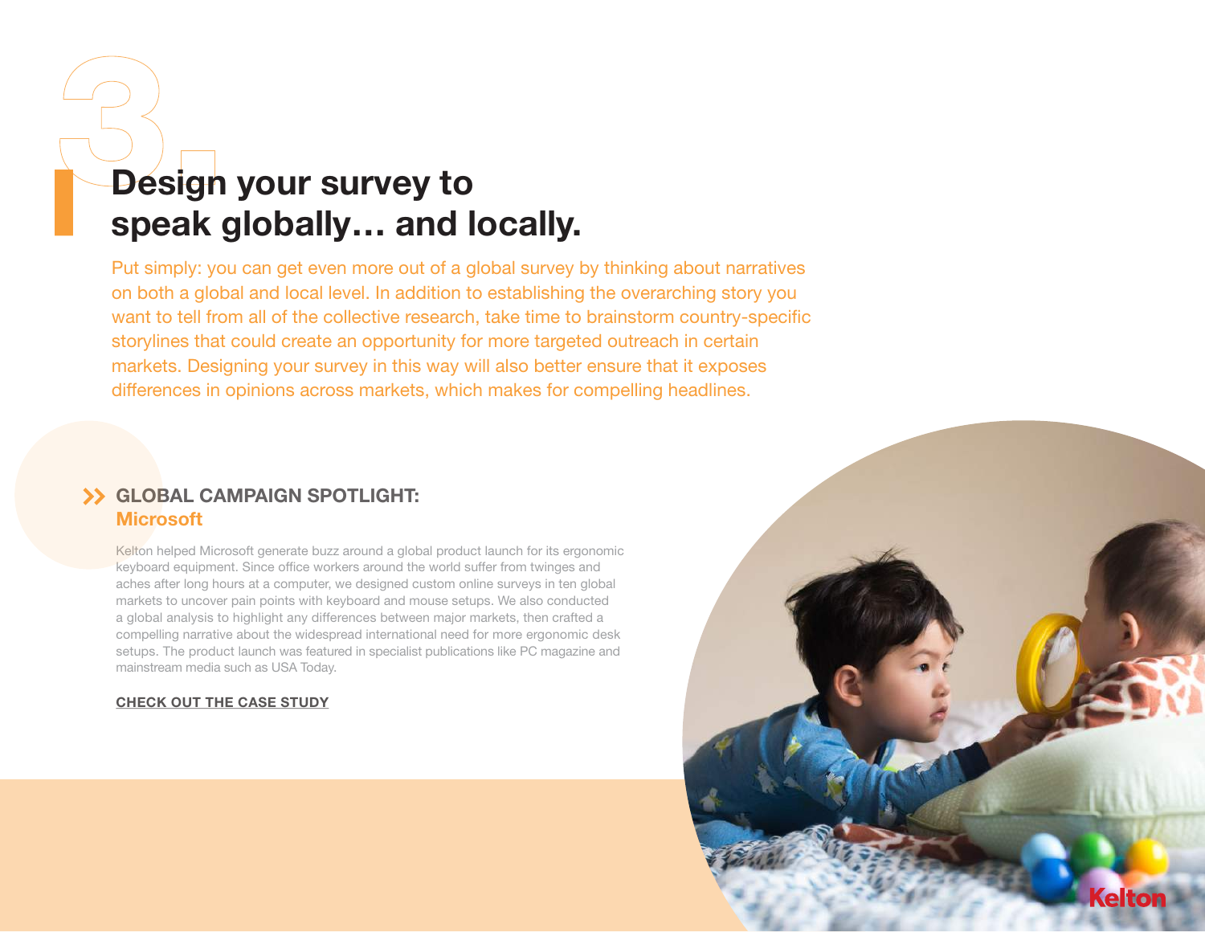# 3. Design your survey to speak globally… and locally.

Put simply: you can get even more out of a global survey by thinking about narratives on both a global and local level. In addition to establishing the overarching story you want to tell from all of the collective research, take time to brainstorm country-specific storylines that could create an opportunity for more targeted outreach in certain markets. Designing your survey in this way will also better ensure that it exposes differences in opinions across markets, which makes for compelling headlines.

## >> GLOBAL CAMPAIGN SPOTLIGHT: Microsoft

Kelton helped Microsoft generate buzz around a global product launch for its ergonomic keyboard equipment. Since office workers around the world suffer from twinges and aches after long hours at a computer, we designed custom online surveys in ten global markets to uncover pain points with keyboard and mouse setups. We also conducted a global analysis to highlight any differences between major markets, then crafted a compelling narrative about the widespread international need for more ergonomic desk setups. The product launch was featured in specialist publications like PC magazine and mainstream media such as USA Today.

**CHECK OUT THE CASE STUDY**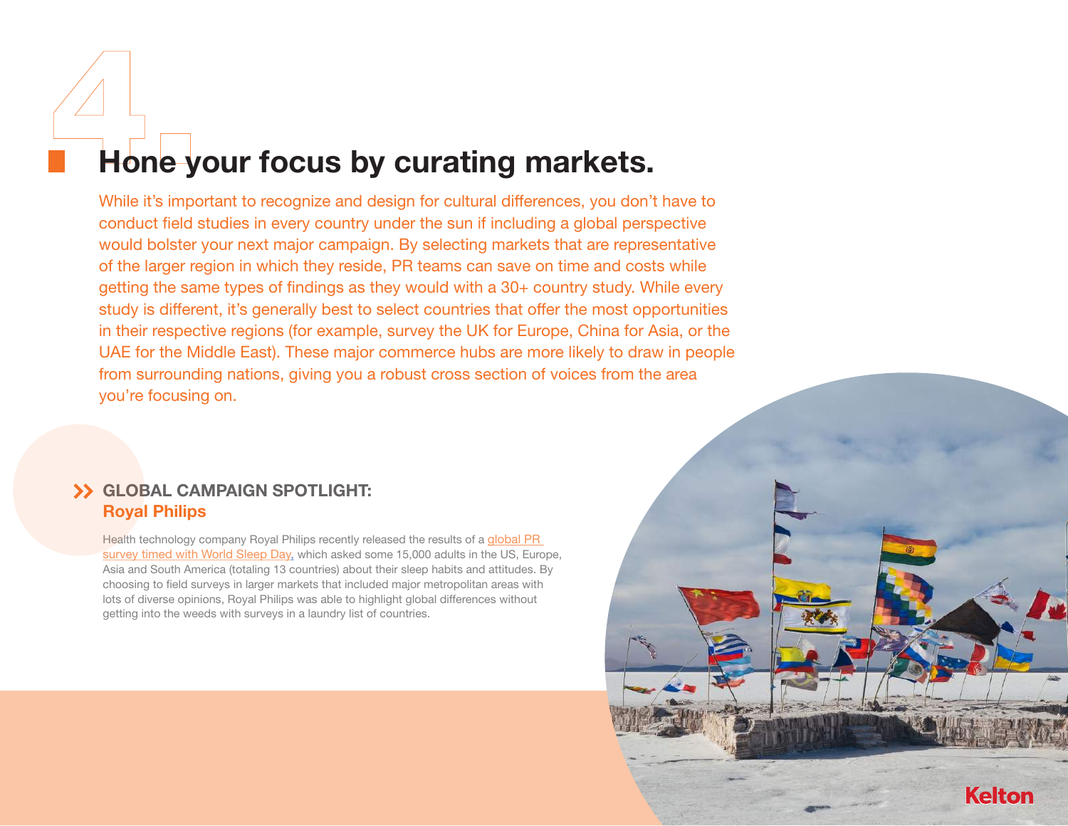# 4. Hone your focus by curating markets.

While it's important to recognize and design for cultural differences, you don't have to conduct field studies in every country under the sun if including a global perspective would bolster your next major campaign. By selecting markets that are representative of the larger region in which they reside, PR teams can save on time and costs while getting the same types of findings as they would with a 30+ country study. While every study is different, it's generally best to select countries that offer the most opportunities in their respective regions (for example, survey the UK for Europe, China for Asia, or the UAE for the Middle East). These major commerce hubs are more likely to draw in people from surrounding nations, giving you a robust cross section of voices from the area you're focusing on.

## GLOBAL CAMPAIGN SPOTLIGHT: Royal Philips

Health technology company Royal Philips recently released the results of a global PR survey timed with World Sleep Day, which asked some 15,000 adults in the US, Europe, Asia and South America (totaling 13 countries) about their sleep habits and attitudes. By choosing to field surveys in larger markets that included major metropolitan areas with lots of diverse opinions, Royal Philips was able to highlight global differences without getting into the weeds with surveys in a laundry list of countries.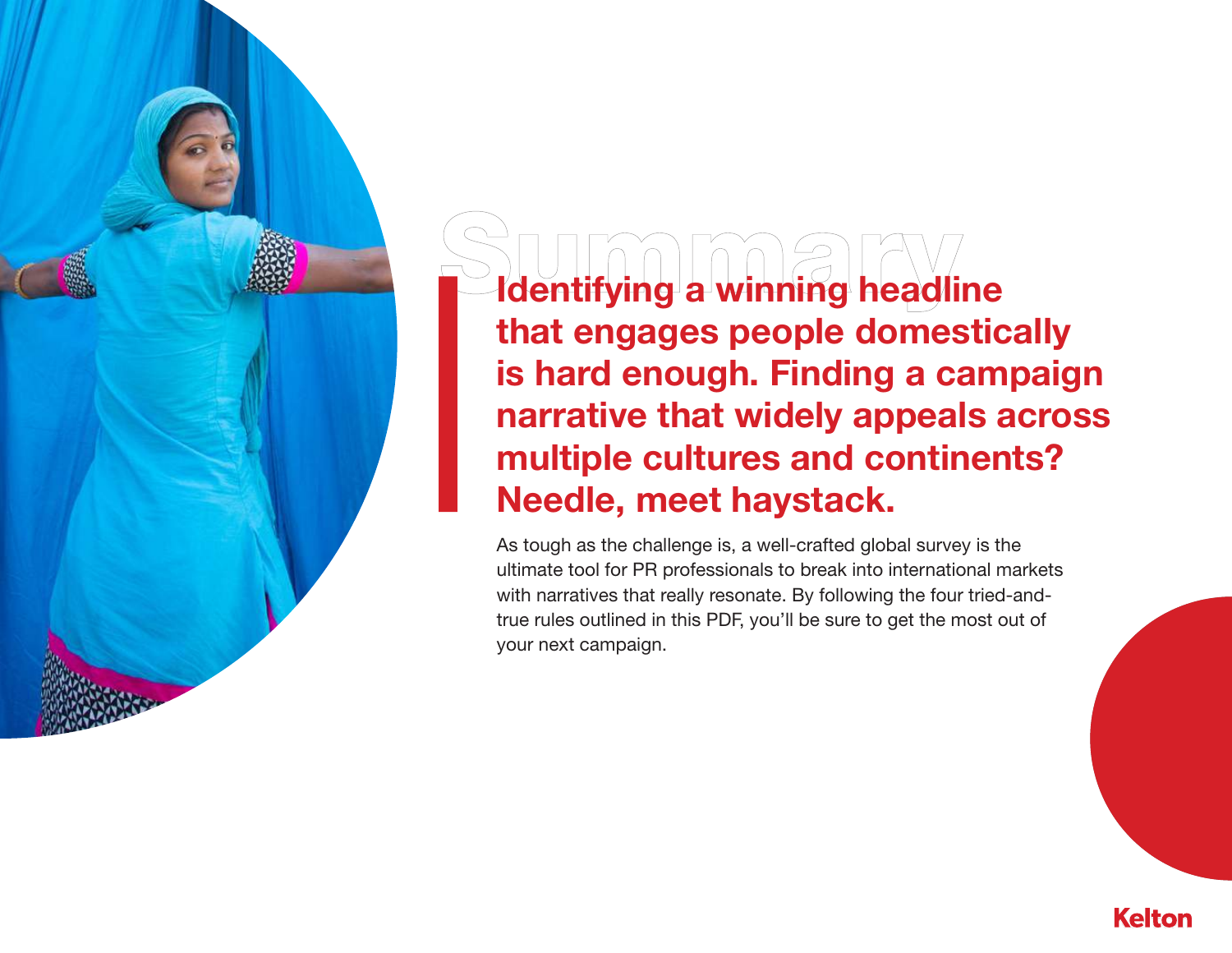# Summary

**Identifying a winning headline that engages people domestically is hard enough. Finding a campaign narrative that widely appeals across multiple cultures and continents? Needle, meet haystack.**

As tough as the challenge is, a well-crafted global survey is the ultimate tool for PR professionals to break into international markets with narratives that really resonate. By following the four tried-and-true rules outlined in this PDF, you'll be sure to get the most out of your next campaign.

Kelton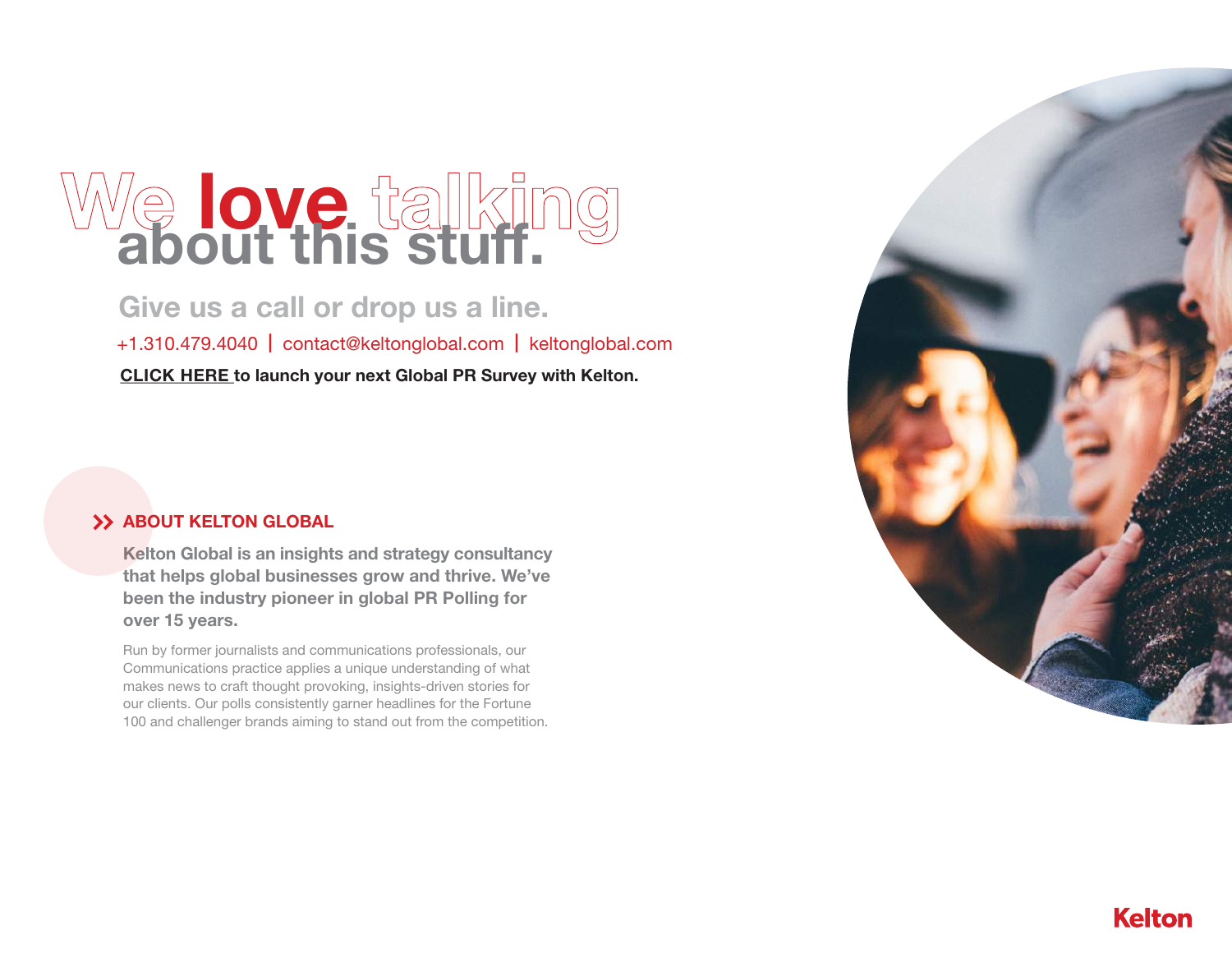# We love talking about this stuff.

## Give us a call or drop us a line.

+1.310.479.4040 | contact@keltonglobal.com | keltonglobal.com

**CLICK HERE to launch your next Global PR Survey with Kelton.**

### ABOUT KELTON GLOBAL

**Kelton Global is an insights and strategy consultancy that helps global businesses grow and thrive. We've been the industry pioneer in global PR Polling for over 15 years.**

Run by former journalists and communications professionals, our Communications practice applies a unique understanding of what makes news to craft thought provoking, insights-driven stories for our clients. Our polls consistently garner headlines for the Fortune 100 and challenger brands aiming to stand out from the competition.

Kelton